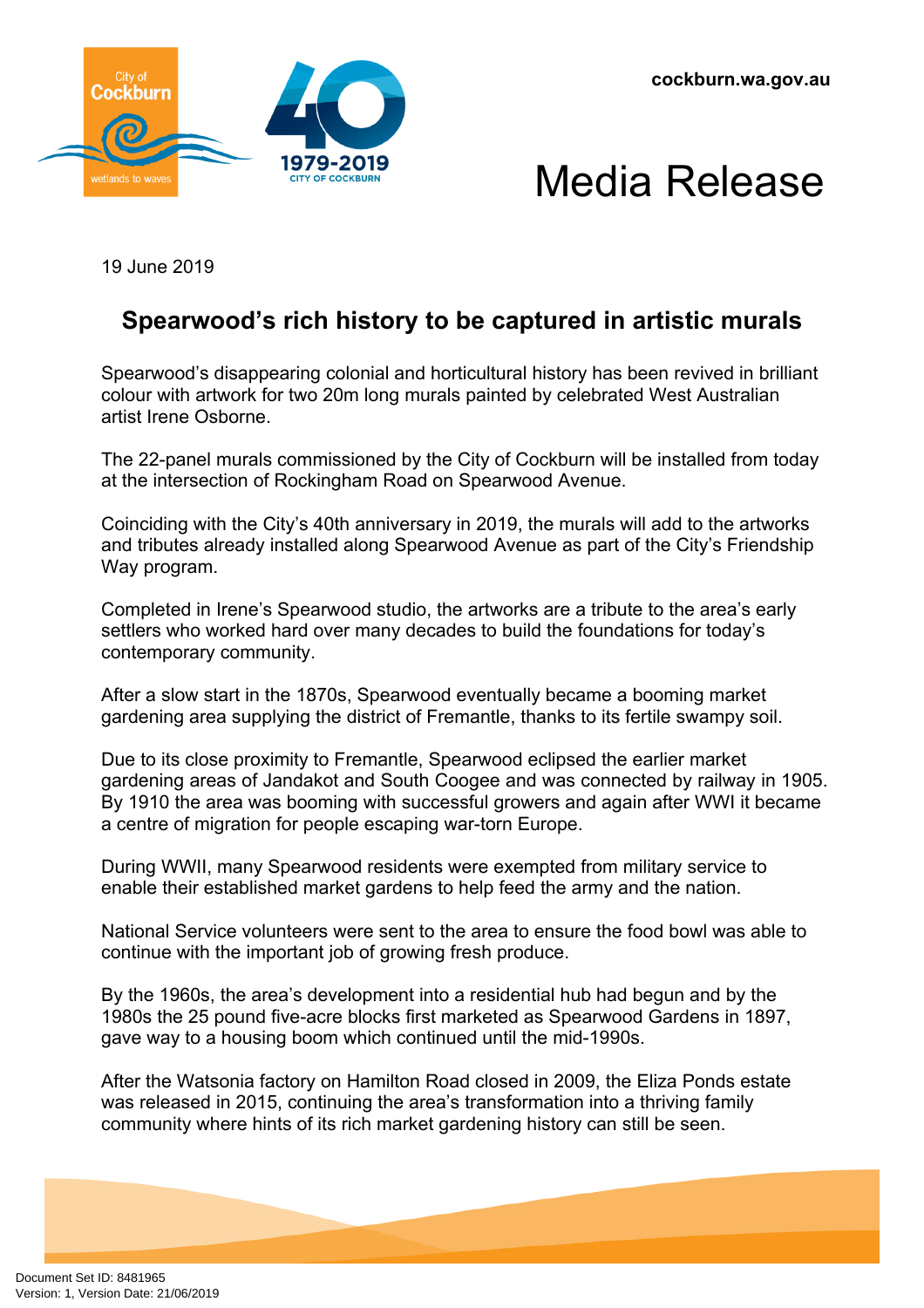cockburn.wa.gov.au

# Media Release

19 June 2019

## Spearwood's rich history to be captured in artistic murals

Spearwood's disappearing colonial and horticultural history has been revived in brilliant colour with artwork for two 20m long murals painted by celebrated West Australian artist Irene Osborne.

The 22-panel murals commissioned by the City of Cockburn will be installed from today at the intersection of Rockingham Road on Spearwood Avenue.

Coinciding with the City's 40th anniversary in 2019, the murals will add to the artworks and tributes already installed along Spearwood Avenue as part of the City's Friendship Way program.

Completed in Irene's Spearwood studio, the artworks are a tribute to the area's early settlers who worked hard over many decades to build the foundations for today's contemporary community.

After a slow start in the 1870s, Spearwood eventually became a booming market gardening area supplying the district of Fremantle, thanks to its fertile swampy soil.

Due to its close proximity to Fremantle, Spearwood eclipsed the earlier market gardening areas of Jandakot and South Coogee and was connected by railway in 1905. By 1910 the area was booming with successful growers and again after WWI it became a centre of migration for people escaping war-torn Europe.

During WWII, many Spearwood residents were exempted from military service to enable their established market gardens to help feed the army and the nation.

National Service volunteers were sent to the area to ensure the food bowl was able to continue with the important job of growing fresh produce.

By the 1960s, the area's development into a residential hub had begun and by the 1980s the 25 pound five-acre blocks first marketed as Spearwood Gardens in 1897, gave way to a housing boom which continued until the mid-1990s.

After the Watsonia factory on Hamilton Road closed in 2009, the Eliza Ponds estate was released in 2015, continuing the area's transformation into a thriving family community where hints of its rich market gardening history can still be seen.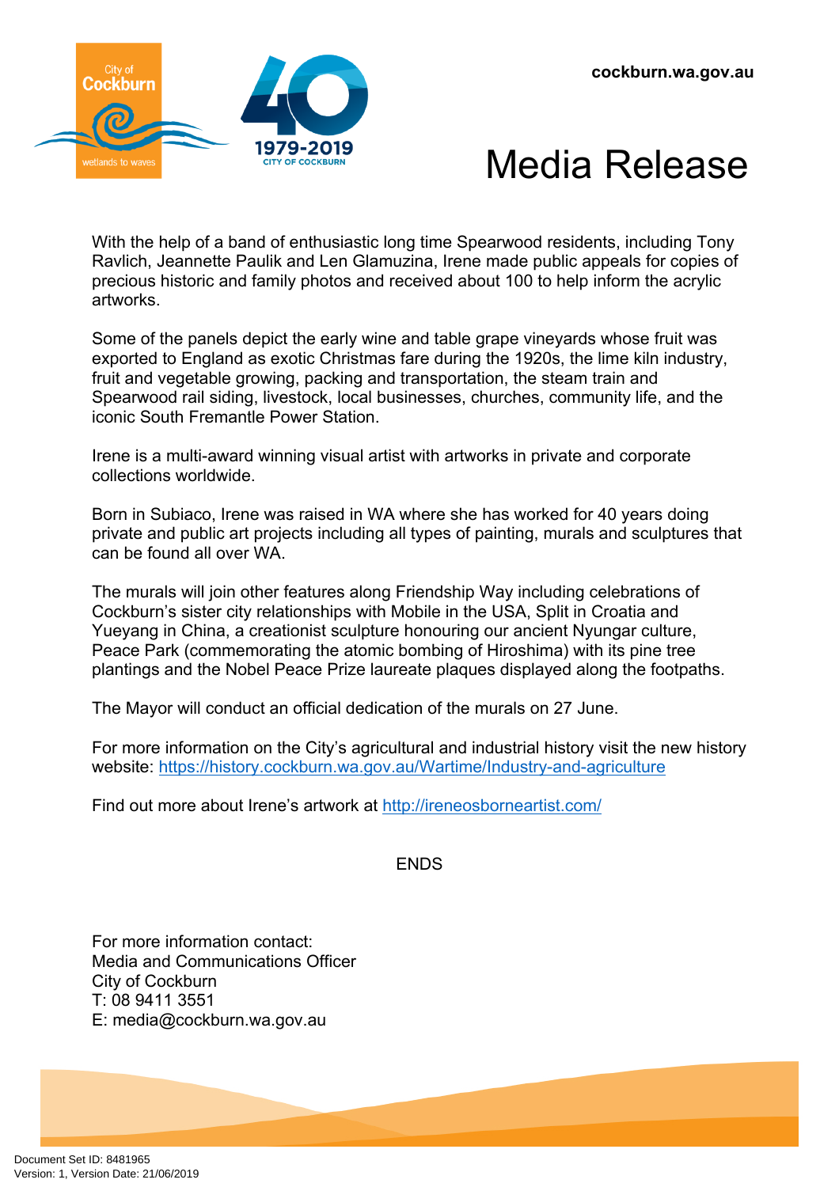cockburn.wa.gov.au

# Media Release

With the help of a band of enthusiastic long time Spearwood residents, including Tony Ravlich, Jeannette Paulik and Len Glamuzina, Irene made public appeals for copies of precious historic and family photos and received about 100 to help inform the acrylic artworks.

Some of the panels depict the early wine and table grape vineyards whose fruit was exported to England as exotic Christmas fare during the 1920s, the lime kiln industry, fruit and vegetable growing, packing and transportation, the steam train and Spearwood rail siding, livestock, local businesses, churches, community life, and the iconic South Fremantle Power Station.

Irene is a multi-award winning visual artist with artworks in private and corporate collections worldwide.

Born in Subiaco, Irene was raised in WA where she has worked for 40 years doing private and public art projects including all types of painting, murals and sculptures that can be found all over WA.

The murals will join other features along Friendship Way including celebrations of Cockburn's sister city relationships with Mobile in the USA, Split in Croatia and Yueyang in China, a creationist sculpture honouring our ancient Nyungar culture, Peace Park (commemorating the atomic bombing of Hiroshima) with its pine tree plantings and the Nobel Peace Prize laureate plaques displayed along the footpaths.

The Mayor will conduct an official dedication of the murals on 27 June.

For more information on the City's agricultural and industrial history visit the new history website: https://history.cockburn.wa.gov.au/Wartime/Industry-and-agriculture

Find out more about Irene's artwork at http://ireneosborneartist.com/

ENDS

For more information contact:
Media and Communications Officer
City of Cockburn
T: 08 9411 3551
E: media@cockburn.wa.gov.au

Document Set ID: 8481965
Version: 1, Version Date: 21/06/2019